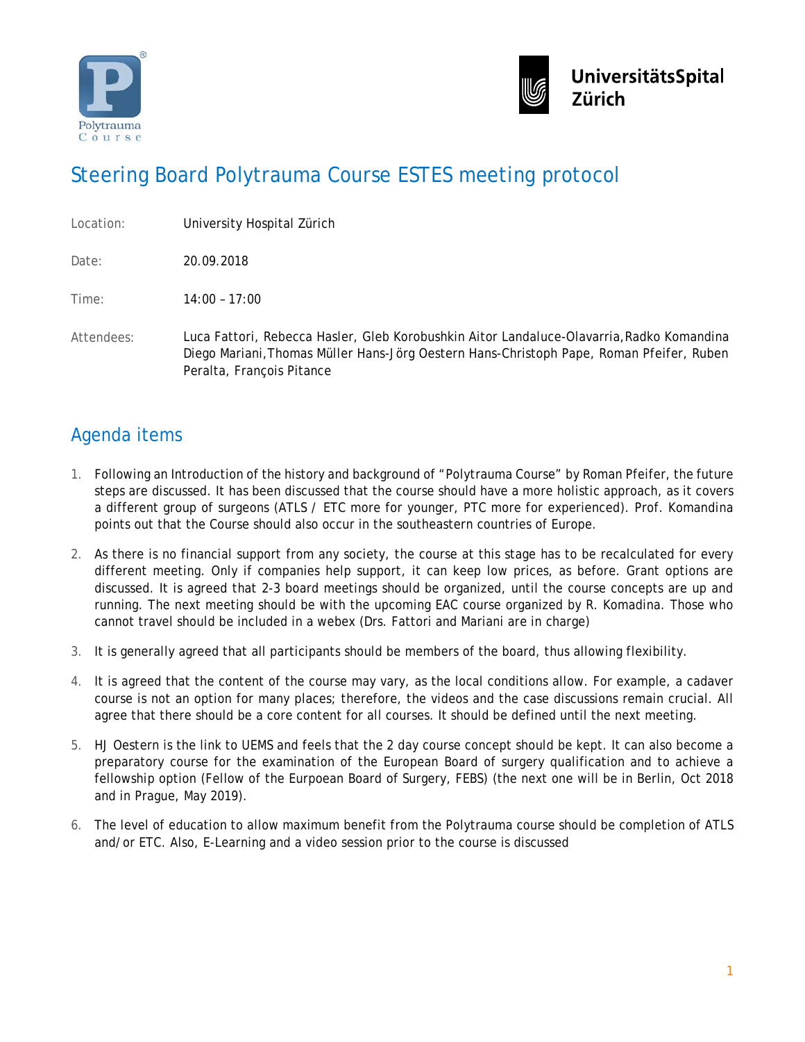# Steering Board Polytrauma Course ESTES meeting protocol

Location: University Hospital Zürich

Date: 20.09.2018

Time: 14:00 – 17:00

Attendees: Luca Fattori, Rebecca Hasler, Gleb Korobushkin Aitor Landaluce-Olavarria, Radko Komandina Diego Mariani, Thomas Müller Hans-Jörg Oestern Hans-Christoph Pape, Roman Pfeifer, Ruben Peralta, François Pitance

## Agenda items

1. Following an Introduction of the history and background of "Polytrauma Course" by Roman Pfeifer, the future steps are discussed. It has been discussed that the course should have a more holistic approach, as it covers a different group of surgeons (ATLS / ETC more for younger, PTC more for experienced). Prof. Komandina points out that the Course should also occur in the southeastern countries of Europe.
2. As there is no financial support from any society, the course at this stage has to be recalculated for every different meeting. Only if companies help support, it can keep low prices, as before. Grant options are discussed. It is agreed that 2-3 board meetings should be organized, until the course concepts are up and running. The next meeting should be with the upcoming EAC course organized by R. Komadina. Those who cannot travel should be included in a webex (Drs. Fattori and Mariani are in charge)
3. It is generally agreed that all participants should be members of the board, thus allowing flexibility.
4. It is agreed that the content of the course may vary, as the local conditions allow. For example, a cadaver course is not an option for many places; therefore, the videos and the case discussions remain crucial. All agree that there should be a core content for all courses. It should be defined until the next meeting.
5. HJ Oestern is the link to UEMS and feels that the 2 day course concept should be kept. It can also become a preparatory course for the examination of the European Board of surgery qualification and to achieve a fellowship option (Fellow of the Eurpoean Board of Surgery, FEBS) (the next one will be in Berlin, Oct 2018 and in Prague, May 2019).
6. The level of education to allow maximum benefit from the Polytrauma course should be completion of ATLS and/or ETC. Also, E-Learning and a video session prior to the course is discussed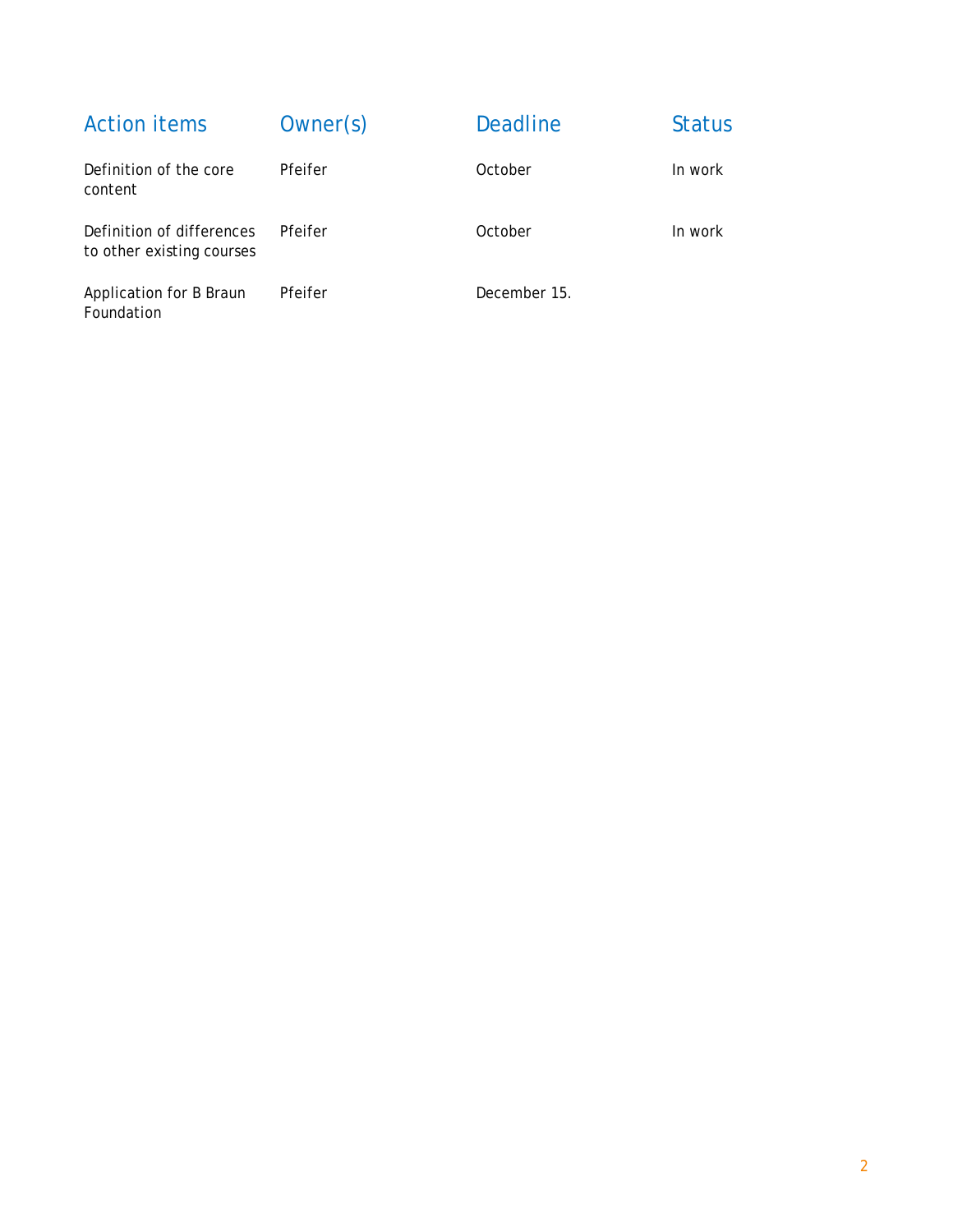| Action items | Owner(s) | Deadline | Status |
|---|---|---|---|
| Definition of the core content | Pfeifer | October | In work |
| Definition of differences to other existing courses | Pfeifer | October | In work |
| Application for B Braun Foundation | Pfeifer | December 15. | |